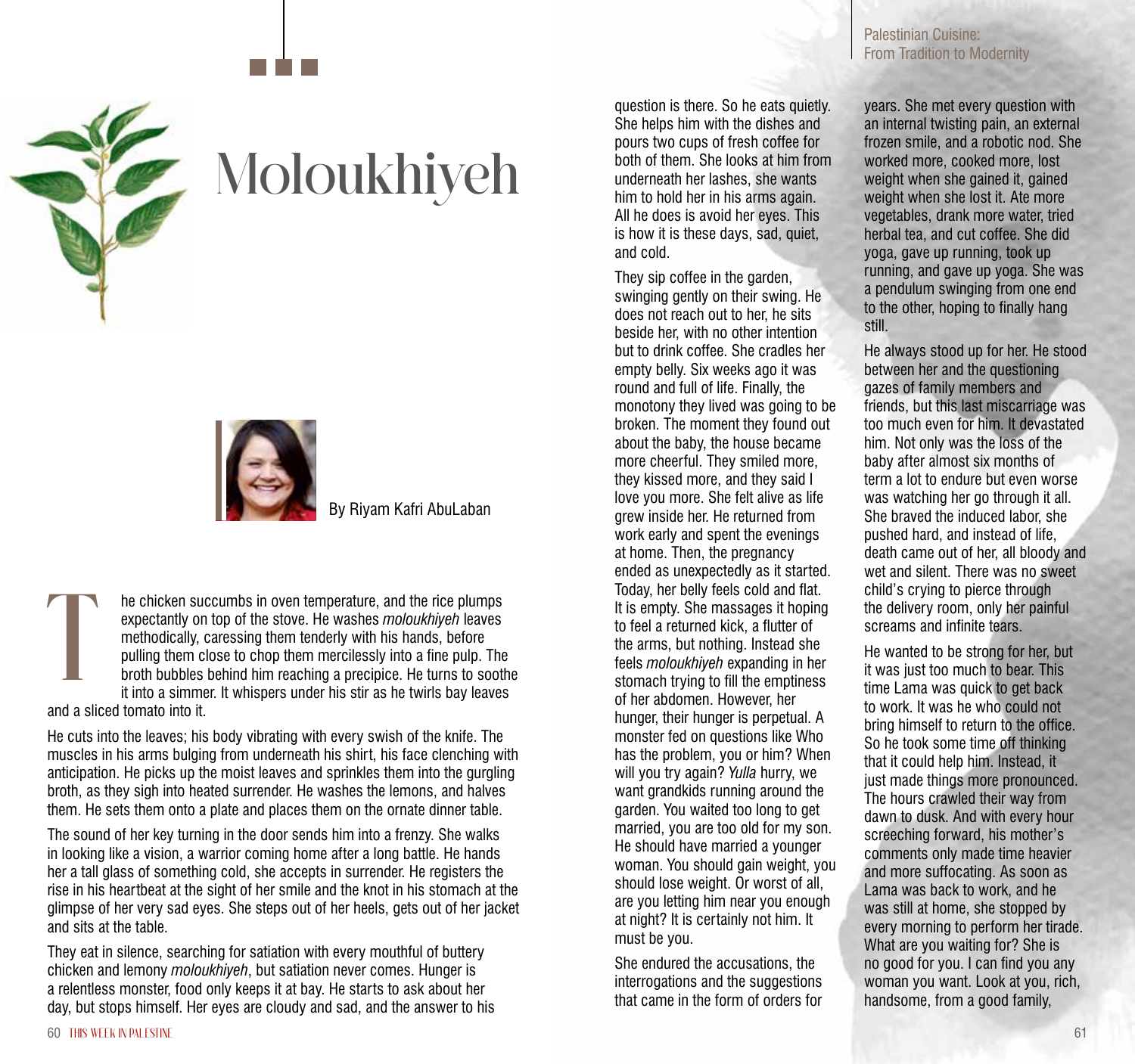# Moloukhiyeh

By Riyam Kafri AbuLaban

The chicken succumbs in oven temperature, and the rice plumps expectantly on top of the stove. He washes *moloukhiyeh* leaves methodically, caressing them tenderly with his hands, before pulling them close to chop them mercilessly into a fine pulp. The broth bubbles behind him reaching a precipice. He turns to soothe it into a simmer. It whispers under his stir as he twirls bay leaves and a sliced tomato into it.

He cuts into the leaves; his body vibrating with every swish of the knife. The muscles in his arms bulging from underneath his shirt, his face clenching with anticipation. He picks up the moist leaves and sprinkles them into the gurgling broth, as they sigh into heated surrender. He washes the lemons, and halves them. He sets them onto a plate and places them on the ornate dinner table.

The sound of her key turning in the door sends him into a frenzy. She walks in looking like a vision, a warrior coming home after a long battle. He hands her a tall glass of something cold, she accepts in surrender. He registers the rise in his heartbeat at the sight of her smile and the knot in his stomach at the glimpse of her very sad eyes. She steps out of her heels, gets out of her jacket and sits at the table.

They eat in silence, searching for satiation with every mouthful of buttery chicken and lemony *moloukhiyeh*, but satiation never comes. Hunger is a relentless monster, food only keeps it at bay. He starts to ask about her day, but stops himself. Her eyes are cloudy and sad, and the answer to his question is there. So he eats quietly. She helps him with the dishes and pours two cups of fresh coffee for both of them. She looks at him from underneath her lashes, she wants him to hold her in his arms again. All he does is avoid her eyes. This is how it is these days, sad, quiet, and cold.

They sip coffee in the garden, swinging gently on their swing. He does not reach out to her, he sits beside her, with no other intention but to drink coffee. She cradles her empty belly. Six weeks ago it was round and full of life. Finally, the monotony they lived was going to be broken. The moment they found out about the baby, the house became more cheerful. They smiled more, they kissed more, and they said I love you more. She felt alive as life grew inside her. He returned from work early and spent the evenings at home. Then, the pregnancy ended as unexpectedly as it started. Today, her belly feels cold and flat. It is empty. She massages it hoping to feel a returned kick, a flutter of the arms, but nothing. Instead she feels *moloukhiyeh* expanding in her stomach trying to fill the emptiness of her abdomen. However, her hunger, their hunger is perpetual. A monster fed on questions like Who has the problem, you or him? When will you try again? *Yulla* hurry, we want grandkids running around the garden. You waited too long to get married, you are too old for my son. He should have married a younger woman. You should gain weight, you should lose weight. Or worst of all, are you letting him near you enough at night? It is certainly not him. It must be you.

She endured the accusations, the interrogations and the suggestions that came in the form of orders for years. She met every question with an internal twisting pain, an external frozen smile, and a robotic nod. She worked more, cooked more, lost weight when she gained it, gained weight when she lost it. Ate more vegetables, drank more water, tried herbal tea, and cut coffee. She did yoga, gave up running, took up running, and gave up yoga. She was a pendulum swinging from one end to the other, hoping to finally hang still.

He always stood up for her. He stood between her and the questioning gazes of family members and friends, but this last miscarriage was too much even for him. It devastated him. Not only was the loss of the baby after almost six months of term a lot to endure but even worse was watching her go through it all. She braved the induced labor, she pushed hard, and instead of life, death came out of her, all bloody and wet and silent. There was no sweet child's crying to pierce through the delivery room, only her painful screams and infinite tears.

He wanted to be strong for her, but it was just too much to bear. This time Lama was quick to get back to work. It was he who could not bring himself to return to the office. So he took some time off thinking that it could help him. Instead, it just made things more pronounced. The hours crawled their way from dawn to dusk. And with every hour screeching forward, his mother's comments only made time heavier and more suffocating. As soon as Lama was back to work, and he was still at home, she stopped by every morning to perform her tirade. What are you waiting for? She is no good for you. I can find you any woman you want. Look at you, rich, handsome, from a good family,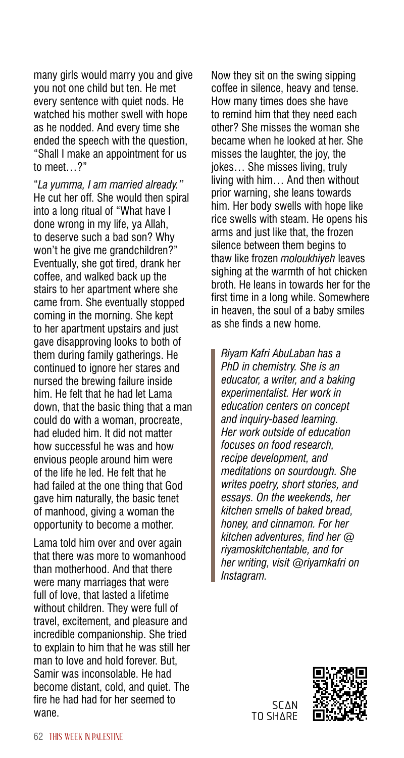many girls would marry you and give you not one child but ten. He met every sentence with quiet nods. He watched his mother swell with hope as he nodded. And every time she ended the speech with the question, "Shall I make an appointment for us to meet…?"

"*La yumma, I am married already.*" He cut her off. She would then spiral into a long ritual of "What have I done wrong in my life, ya Allah, to deserve such a bad son? Why won't he give me grandchildren?" Eventually, she got tired, drank her coffee, and walked back up the stairs to her apartment where she came from. She eventually stopped coming in the morning. She kept to her apartment upstairs and just gave disapproving looks to both of them during family gatherings. He continued to ignore her stares and nursed the brewing failure inside him. He felt that he had let Lama down, that the basic thing that a man could do with a woman, procreate, had eluded him. It did not matter how successful he was and how envious people around him were of the life he led. He felt that he had failed at the one thing that God gave him naturally, the basic tenet of manhood, giving a woman the opportunity to become a mother.

Lama told him over and over again that there was more to womanhood than motherhood. And that there were many marriages that were full of love, that lasted a lifetime without children. They were full of travel, excitement, and pleasure and incredible companionship. She tried to explain to him that he was still her man to love and hold forever. But, Samir was inconsolable. He had become distant, cold, and quiet. The fire he had had for her seemed to wane.

Now they sit on the swing sipping coffee in silence, heavy and tense. How many times does she have to remind him that they need each other? She misses the woman she became when he looked at her. She misses the laughter, the joy, the jokes… She misses living, truly living with him… And then without prior warning, she leans towards him. Her body swells with hope like rice swells with steam. He opens his arms and just like that, the frozen silence between them begins to thaw like frozen *moloukhiyeh* leaves sighing at the warmth of hot chicken broth. He leans in towards her for the first time in a long while. Somewhere in heaven, the soul of a baby smiles as she finds a new home.

> *Riyam Kafri AbuLaban has a PhD in chemistry. She is an educator, a writer, and a baking experimentalist. Her work in education centers on concept and inquiry-based learning. Her work outside of education focuses on food research, recipe development, and meditations on sourdough. She writes poetry, short stories, and essays. On the weekends, her kitchen smells of baked bread, honey, and cinnamon. For her kitchen adventures, find her @ riyamoskitchentable, and for her writing, visit @riyamkafri on Instagram.*

SCAN TO SHARE